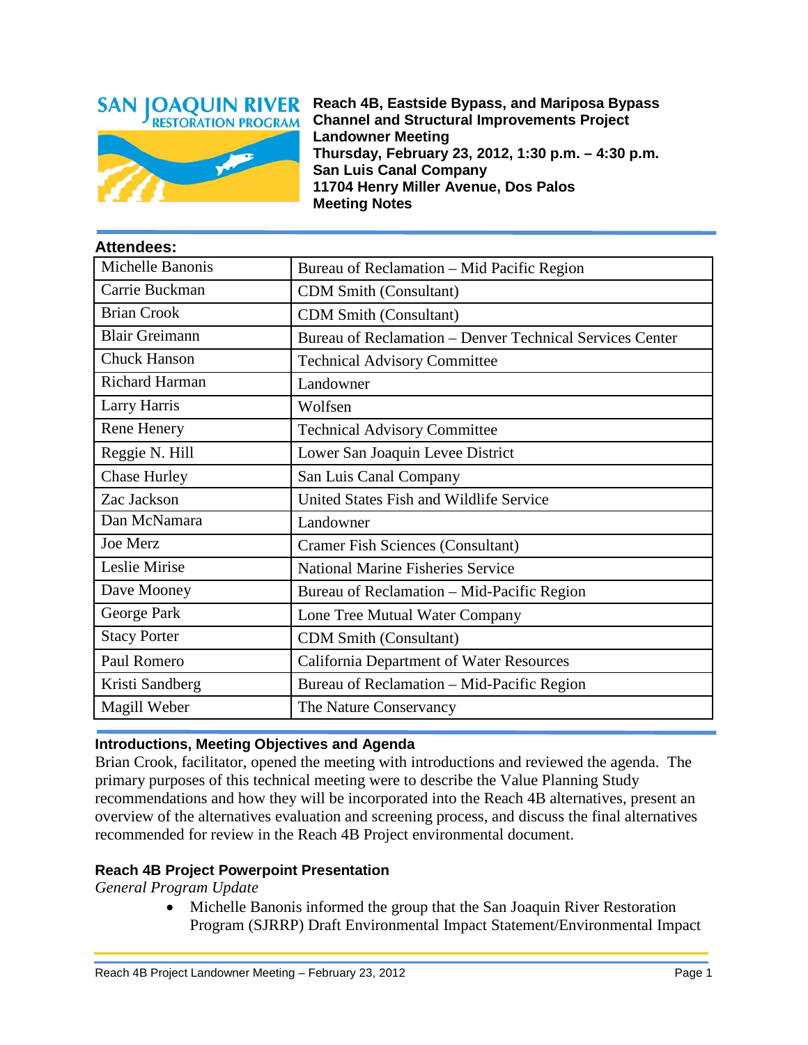**Reach 4B, Eastside Bypass, and Mariposa Bypass**
**Channel and Structural Improvements Project**
**Landowner Meeting**
**Thursday, February 23, 2012, 1:30 p.m. – 4:30 p.m.**
**San Luis Canal Company**
**11704 Henry Miller Avenue, Dos Palos**
**Meeting Notes**

### Attendees:

| | |
|---|---|
| Michelle Banonis | Bureau of Reclamation – Mid Pacific Region |
| Carrie Buckman | CDM Smith (Consultant) |
| Brian Crook | CDM Smith (Consultant) |
| Blair Greimann | Bureau of Reclamation – Denver Technical Services Center |
| Chuck Hanson | Technical Advisory Committee |
| Richard Harman | Landowner |
| Larry Harris | Wolfsen |
| Rene Henery | Technical Advisory Committee |
| Reggie N. Hill | Lower San Joaquin Levee District |
| Chase Hurley | San Luis Canal Company |
| Zac Jackson | United States Fish and Wildlife Service |
| Dan McNamara | Landowner |
| Joe Merz | Cramer Fish Sciences (Consultant) |
| Leslie Mirise | National Marine Fisheries Service |
| Dave Mooney | Bureau of Reclamation – Mid-Pacific Region |
| George Park | Lone Tree Mutual Water Company |
| Stacy Porter | CDM Smith (Consultant) |
| Paul Romero | California Department of Water Resources |
| Kristi Sandberg | Bureau of Reclamation – Mid-Pacific Region |
| Magill Weber | The Nature Conservancy |

### Introductions, Meeting Objectives and Agenda

Brian Crook, facilitator, opened the meeting with introductions and reviewed the agenda. The primary purposes of this technical meeting were to describe the Value Planning Study recommendations and how they will be incorporated into the Reach 4B alternatives, present an overview of the alternatives evaluation and screening process, and discuss the final alternatives recommended for review in the Reach 4B Project environmental document.

### Reach 4B Project Powerpoint Presentation

*General Program Update*

- Michelle Banonis informed the group that the San Joaquin River Restoration Program (SJRRP) Draft Environmental Impact Statement/Environmental Impact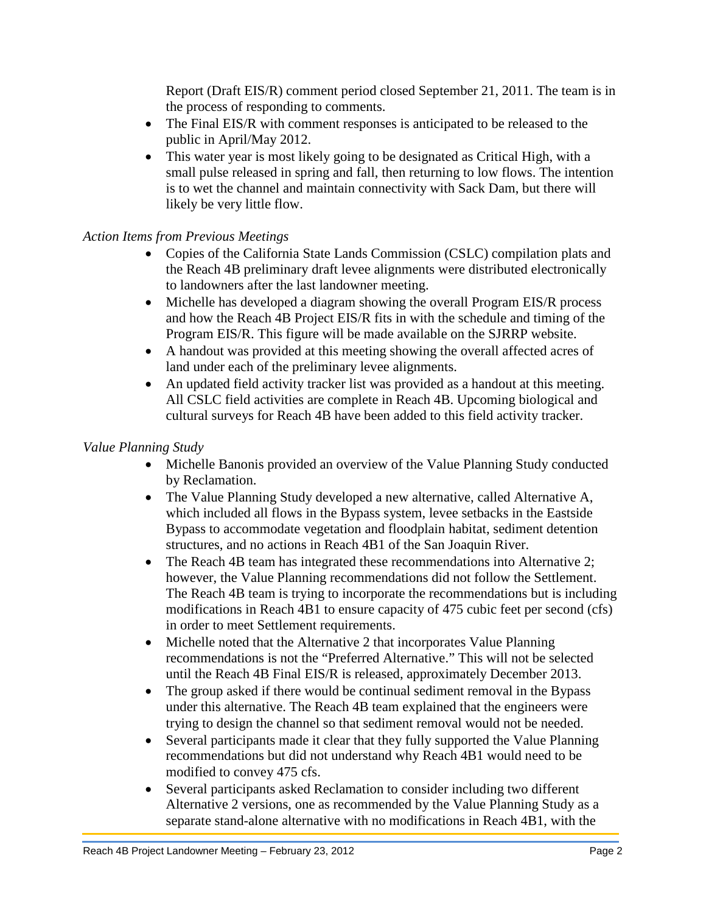Report (Draft EIS/R) comment period closed September 21, 2011. The team is in the process of responding to comments.

- The Final EIS/R with comment responses is anticipated to be released to the public in April/May 2012.
- This water year is most likely going to be designated as Critical High, with a small pulse released in spring and fall, then returning to low flows. The intention is to wet the channel and maintain connectivity with Sack Dam, but there will likely be very little flow.

*Action Items from Previous Meetings*

- Copies of the California State Lands Commission (CSLC) compilation plats and the Reach 4B preliminary draft levee alignments were distributed electronically to landowners after the last landowner meeting.
- Michelle has developed a diagram showing the overall Program EIS/R process and how the Reach 4B Project EIS/R fits in with the schedule and timing of the Program EIS/R. This figure will be made available on the SJRRP website.
- A handout was provided at this meeting showing the overall affected acres of land under each of the preliminary levee alignments.
- An updated field activity tracker list was provided as a handout at this meeting. All CSLC field activities are complete in Reach 4B. Upcoming biological and cultural surveys for Reach 4B have been added to this field activity tracker.

*Value Planning Study*

- Michelle Banonis provided an overview of the Value Planning Study conducted by Reclamation.
- The Value Planning Study developed a new alternative, called Alternative A, which included all flows in the Bypass system, levee setbacks in the Eastside Bypass to accommodate vegetation and floodplain habitat, sediment detention structures, and no actions in Reach 4B1 of the San Joaquin River.
- The Reach 4B team has integrated these recommendations into Alternative 2; however, the Value Planning recommendations did not follow the Settlement. The Reach 4B team is trying to incorporate the recommendations but is including modifications in Reach 4B1 to ensure capacity of 475 cubic feet per second (cfs) in order to meet Settlement requirements.
- Michelle noted that the Alternative 2 that incorporates Value Planning recommendations is not the "Preferred Alternative." This will not be selected until the Reach 4B Final EIS/R is released, approximately December 2013.
- The group asked if there would be continual sediment removal in the Bypass under this alternative. The Reach 4B team explained that the engineers were trying to design the channel so that sediment removal would not be needed.
- Several participants made it clear that they fully supported the Value Planning recommendations but did not understand why Reach 4B1 would need to be modified to convey 475 cfs.
- Several participants asked Reclamation to consider including two different Alternative 2 versions, one as recommended by the Value Planning Study as a separate stand-alone alternative with no modifications in Reach 4B1, with the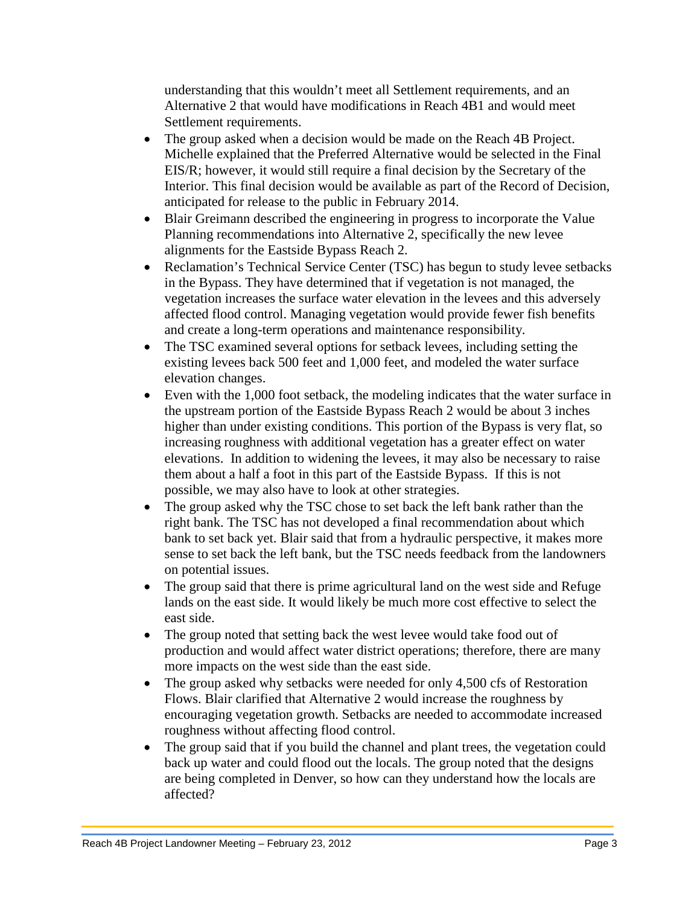understanding that this wouldn't meet all Settlement requirements, and an Alternative 2 that would have modifications in Reach 4B1 and would meet Settlement requirements.

- The group asked when a decision would be made on the Reach 4B Project. Michelle explained that the Preferred Alternative would be selected in the Final EIS/R; however, it would still require a final decision by the Secretary of the Interior. This final decision would be available as part of the Record of Decision, anticipated for release to the public in February 2014.
- Blair Greimann described the engineering in progress to incorporate the Value Planning recommendations into Alternative 2, specifically the new levee alignments for the Eastside Bypass Reach 2.
- Reclamation's Technical Service Center (TSC) has begun to study levee setbacks in the Bypass. They have determined that if vegetation is not managed, the vegetation increases the surface water elevation in the levees and this adversely affected flood control. Managing vegetation would provide fewer fish benefits and create a long-term operations and maintenance responsibility.
- The TSC examined several options for setback levees, including setting the existing levees back 500 feet and 1,000 feet, and modeled the water surface elevation changes.
- Even with the 1,000 foot setback, the modeling indicates that the water surface in the upstream portion of the Eastside Bypass Reach 2 would be about 3 inches higher than under existing conditions. This portion of the Bypass is very flat, so increasing roughness with additional vegetation has a greater effect on water elevations. In addition to widening the levees, it may also be necessary to raise them about a half a foot in this part of the Eastside Bypass. If this is not possible, we may also have to look at other strategies.
- The group asked why the TSC chose to set back the left bank rather than the right bank. The TSC has not developed a final recommendation about which bank to set back yet. Blair said that from a hydraulic perspective, it makes more sense to set back the left bank, but the TSC needs feedback from the landowners on potential issues.
- The group said that there is prime agricultural land on the west side and Refuge lands on the east side. It would likely be much more cost effective to select the east side.
- The group noted that setting back the west levee would take food out of production and would affect water district operations; therefore, there are many more impacts on the west side than the east side.
- The group asked why setbacks were needed for only 4,500 cfs of Restoration Flows. Blair clarified that Alternative 2 would increase the roughness by encouraging vegetation growth. Setbacks are needed to accommodate increased roughness without affecting flood control.
- The group said that if you build the channel and plant trees, the vegetation could back up water and could flood out the locals. The group noted that the designs are being completed in Denver, so how can they understand how the locals are affected?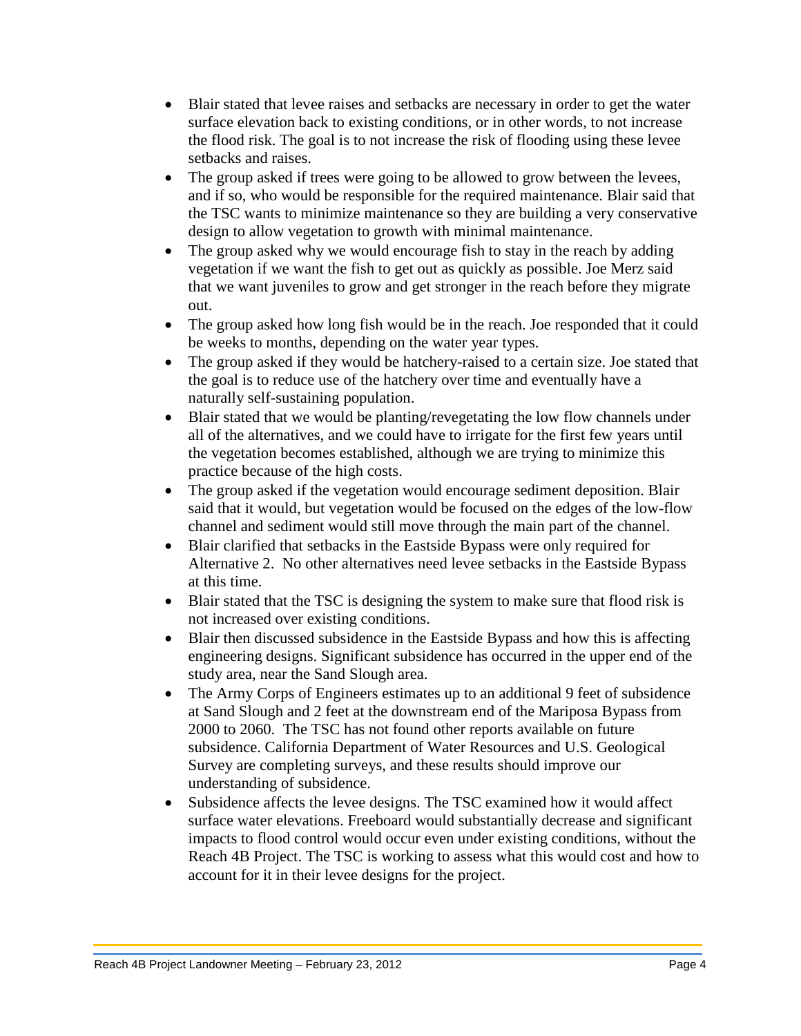- Blair stated that levee raises and setbacks are necessary in order to get the water surface elevation back to existing conditions, or in other words, to not increase the flood risk. The goal is to not increase the risk of flooding using these levee setbacks and raises.
- The group asked if trees were going to be allowed to grow between the levees, and if so, who would be responsible for the required maintenance. Blair said that the TSC wants to minimize maintenance so they are building a very conservative design to allow vegetation to growth with minimal maintenance.
- The group asked why we would encourage fish to stay in the reach by adding vegetation if we want the fish to get out as quickly as possible. Joe Merz said that we want juveniles to grow and get stronger in the reach before they migrate out.
- The group asked how long fish would be in the reach. Joe responded that it could be weeks to months, depending on the water year types.
- The group asked if they would be hatchery-raised to a certain size. Joe stated that the goal is to reduce use of the hatchery over time and eventually have a naturally self-sustaining population.
- Blair stated that we would be planting/revegetating the low flow channels under all of the alternatives, and we could have to irrigate for the first few years until the vegetation becomes established, although we are trying to minimize this practice because of the high costs.
- The group asked if the vegetation would encourage sediment deposition. Blair said that it would, but vegetation would be focused on the edges of the low-flow channel and sediment would still move through the main part of the channel.
- Blair clarified that setbacks in the Eastside Bypass were only required for Alternative 2. No other alternatives need levee setbacks in the Eastside Bypass at this time.
- Blair stated that the TSC is designing the system to make sure that flood risk is not increased over existing conditions.
- Blair then discussed subsidence in the Eastside Bypass and how this is affecting engineering designs. Significant subsidence has occurred in the upper end of the study area, near the Sand Slough area.
- The Army Corps of Engineers estimates up to an additional 9 feet of subsidence at Sand Slough and 2 feet at the downstream end of the Mariposa Bypass from 2000 to 2060. The TSC has not found other reports available on future subsidence. California Department of Water Resources and U.S. Geological Survey are completing surveys, and these results should improve our understanding of subsidence.
- Subsidence affects the levee designs. The TSC examined how it would affect surface water elevations. Freeboard would substantially decrease and significant impacts to flood control would occur even under existing conditions, without the Reach 4B Project. The TSC is working to assess what this would cost and how to account for it in their levee designs for the project.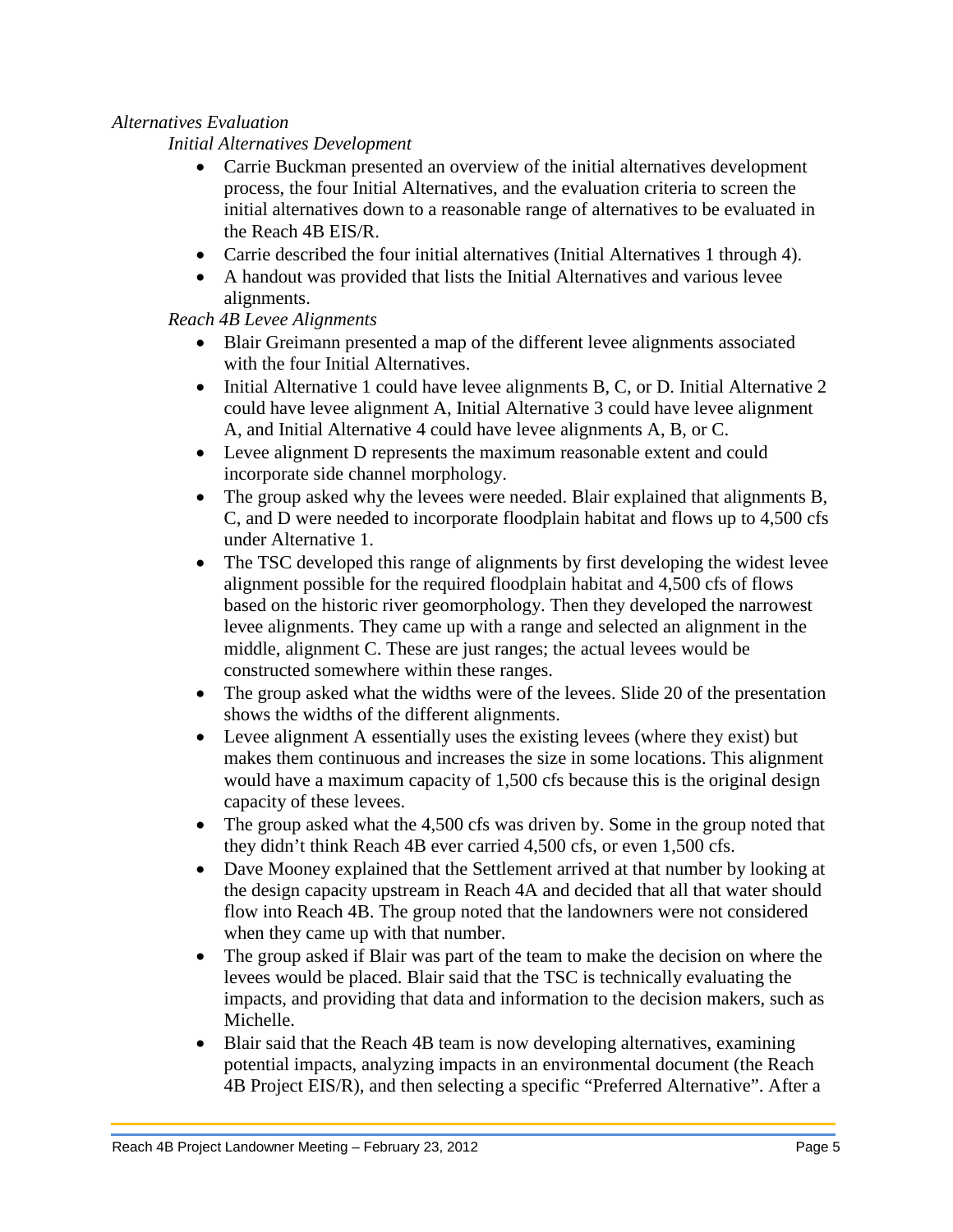*Alternatives Evaluation*

*Initial Alternatives Development*

- Carrie Buckman presented an overview of the initial alternatives development process, the four Initial Alternatives, and the evaluation criteria to screen the initial alternatives down to a reasonable range of alternatives to be evaluated in the Reach 4B EIS/R.
- Carrie described the four initial alternatives (Initial Alternatives 1 through 4).
- A handout was provided that lists the Initial Alternatives and various levee alignments.

*Reach 4B Levee Alignments*

- Blair Greimann presented a map of the different levee alignments associated with the four Initial Alternatives.
- Initial Alternative 1 could have levee alignments B, C, or D. Initial Alternative 2 could have levee alignment A, Initial Alternative 3 could have levee alignment A, and Initial Alternative 4 could have levee alignments A, B, or C.
- Levee alignment D represents the maximum reasonable extent and could incorporate side channel morphology.
- The group asked why the levees were needed. Blair explained that alignments B, C, and D were needed to incorporate floodplain habitat and flows up to 4,500 cfs under Alternative 1.
- The TSC developed this range of alignments by first developing the widest levee alignment possible for the required floodplain habitat and 4,500 cfs of flows based on the historic river geomorphology. Then they developed the narrowest levee alignments. They came up with a range and selected an alignment in the middle, alignment C. These are just ranges; the actual levees would be constructed somewhere within these ranges.
- The group asked what the widths were of the levees. Slide 20 of the presentation shows the widths of the different alignments.
- Levee alignment A essentially uses the existing levees (where they exist) but makes them continuous and increases the size in some locations. This alignment would have a maximum capacity of 1,500 cfs because this is the original design capacity of these levees.
- The group asked what the 4,500 cfs was driven by. Some in the group noted that they didn't think Reach 4B ever carried 4,500 cfs, or even 1,500 cfs.
- Dave Mooney explained that the Settlement arrived at that number by looking at the design capacity upstream in Reach 4A and decided that all that water should flow into Reach 4B. The group noted that the landowners were not considered when they came up with that number.
- The group asked if Blair was part of the team to make the decision on where the levees would be placed. Blair said that the TSC is technically evaluating the impacts, and providing that data and information to the decision makers, such as Michelle.
- Blair said that the Reach 4B team is now developing alternatives, examining potential impacts, analyzing impacts in an environmental document (the Reach 4B Project EIS/R), and then selecting a specific "Preferred Alternative". After a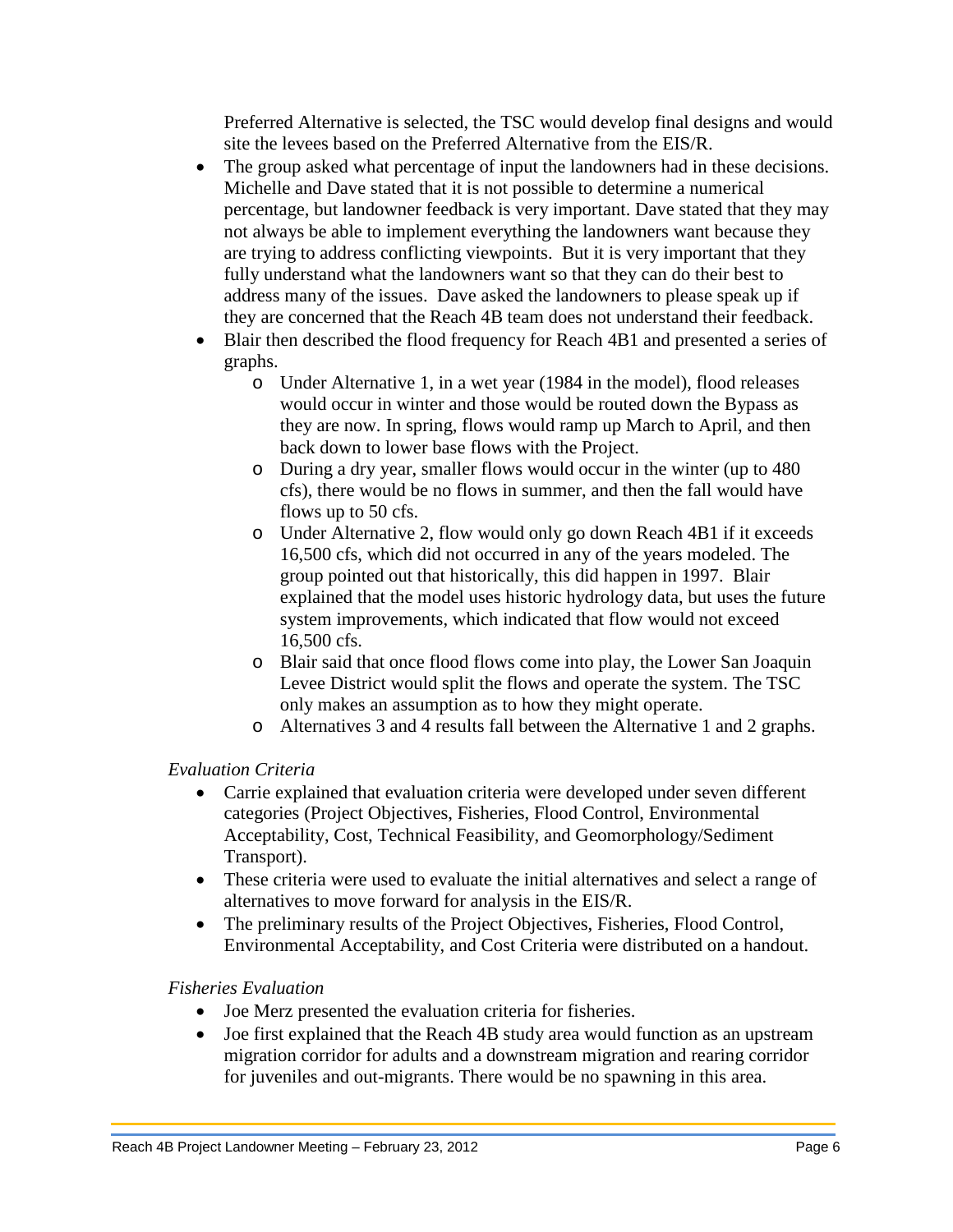Preferred Alternative is selected, the TSC would develop final designs and would site the levees based on the Preferred Alternative from the EIS/R.

- The group asked what percentage of input the landowners had in these decisions. Michelle and Dave stated that it is not possible to determine a numerical percentage, but landowner feedback is very important. Dave stated that they may not always be able to implement everything the landowners want because they are trying to address conflicting viewpoints. But it is very important that they fully understand what the landowners want so that they can do their best to address many of the issues. Dave asked the landowners to please speak up if they are concerned that the Reach 4B team does not understand their feedback.
- Blair then described the flood frequency for Reach 4B1 and presented a series of graphs.
    - Under Alternative 1, in a wet year (1984 in the model), flood releases would occur in winter and those would be routed down the Bypass as they are now. In spring, flows would ramp up March to April, and then back down to lower base flows with the Project.
    - During a dry year, smaller flows would occur in the winter (up to 480 cfs), there would be no flows in summer, and then the fall would have flows up to 50 cfs.
    - Under Alternative 2, flow would only go down Reach 4B1 if it exceeds 16,500 cfs, which did not occurred in any of the years modeled. The group pointed out that historically, this did happen in 1997. Blair explained that the model uses historic hydrology data, but uses the future system improvements, which indicated that flow would not exceed 16,500 cfs.
    - Blair said that once flood flows come into play, the Lower San Joaquin Levee District would split the flows and operate the system. The TSC only makes an assumption as to how they might operate.
    - Alternatives 3 and 4 results fall between the Alternative 1 and 2 graphs.

*Evaluation Criteria*

- Carrie explained that evaluation criteria were developed under seven different categories (Project Objectives, Fisheries, Flood Control, Environmental Acceptability, Cost, Technical Feasibility, and Geomorphology/Sediment Transport).
- These criteria were used to evaluate the initial alternatives and select a range of alternatives to move forward for analysis in the EIS/R.
- The preliminary results of the Project Objectives, Fisheries, Flood Control, Environmental Acceptability, and Cost Criteria were distributed on a handout.

*Fisheries Evaluation*

- Joe Merz presented the evaluation criteria for fisheries.
- Joe first explained that the Reach 4B study area would function as an upstream migration corridor for adults and a downstream migration and rearing corridor for juveniles and out-migrants. There would be no spawning in this area.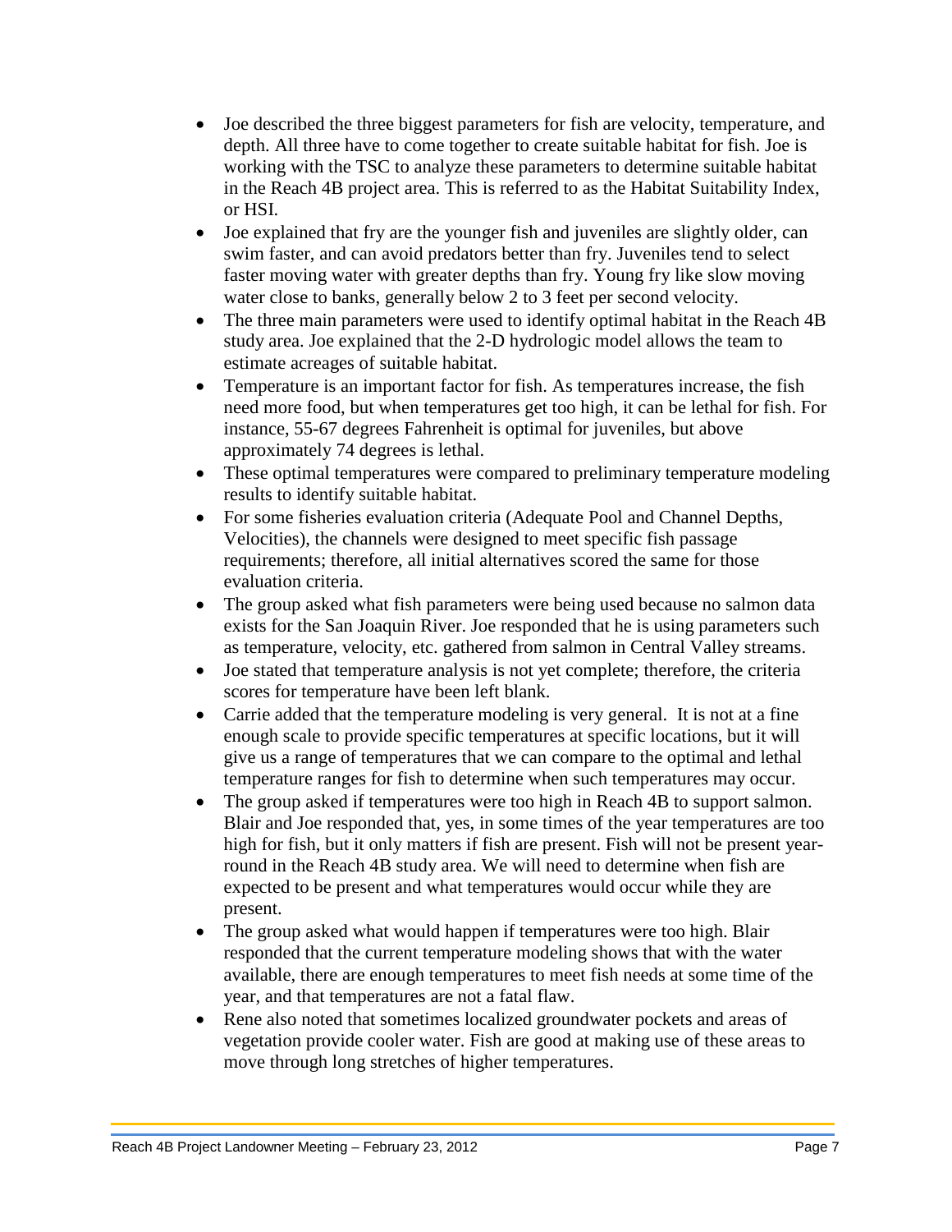- Joe described the three biggest parameters for fish are velocity, temperature, and depth. All three have to come together to create suitable habitat for fish. Joe is working with the TSC to analyze these parameters to determine suitable habitat in the Reach 4B project area. This is referred to as the Habitat Suitability Index, or HSI.
- Joe explained that fry are the younger fish and juveniles are slightly older, can swim faster, and can avoid predators better than fry. Juveniles tend to select faster moving water with greater depths than fry. Young fry like slow moving water close to banks, generally below 2 to 3 feet per second velocity.
- The three main parameters were used to identify optimal habitat in the Reach 4B study area. Joe explained that the 2-D hydrologic model allows the team to estimate acreages of suitable habitat.
- Temperature is an important factor for fish. As temperatures increase, the fish need more food, but when temperatures get too high, it can be lethal for fish. For instance, 55-67 degrees Fahrenheit is optimal for juveniles, but above approximately 74 degrees is lethal.
- These optimal temperatures were compared to preliminary temperature modeling results to identify suitable habitat.
- For some fisheries evaluation criteria (Adequate Pool and Channel Depths, Velocities), the channels were designed to meet specific fish passage requirements; therefore, all initial alternatives scored the same for those evaluation criteria.
- The group asked what fish parameters were being used because no salmon data exists for the San Joaquin River. Joe responded that he is using parameters such as temperature, velocity, etc. gathered from salmon in Central Valley streams.
- Joe stated that temperature analysis is not yet complete; therefore, the criteria scores for temperature have been left blank.
- Carrie added that the temperature modeling is very general. It is not at a fine enough scale to provide specific temperatures at specific locations, but it will give us a range of temperatures that we can compare to the optimal and lethal temperature ranges for fish to determine when such temperatures may occur.
- The group asked if temperatures were too high in Reach 4B to support salmon. Blair and Joe responded that, yes, in some times of the year temperatures are too high for fish, but it only matters if fish are present. Fish will not be present year-round in the Reach 4B study area. We will need to determine when fish are expected to be present and what temperatures would occur while they are present.
- The group asked what would happen if temperatures were too high. Blair responded that the current temperature modeling shows that with the water available, there are enough temperatures to meet fish needs at some time of the year, and that temperatures are not a fatal flaw.
- Rene also noted that sometimes localized groundwater pockets and areas of vegetation provide cooler water. Fish are good at making use of these areas to move through long stretches of higher temperatures.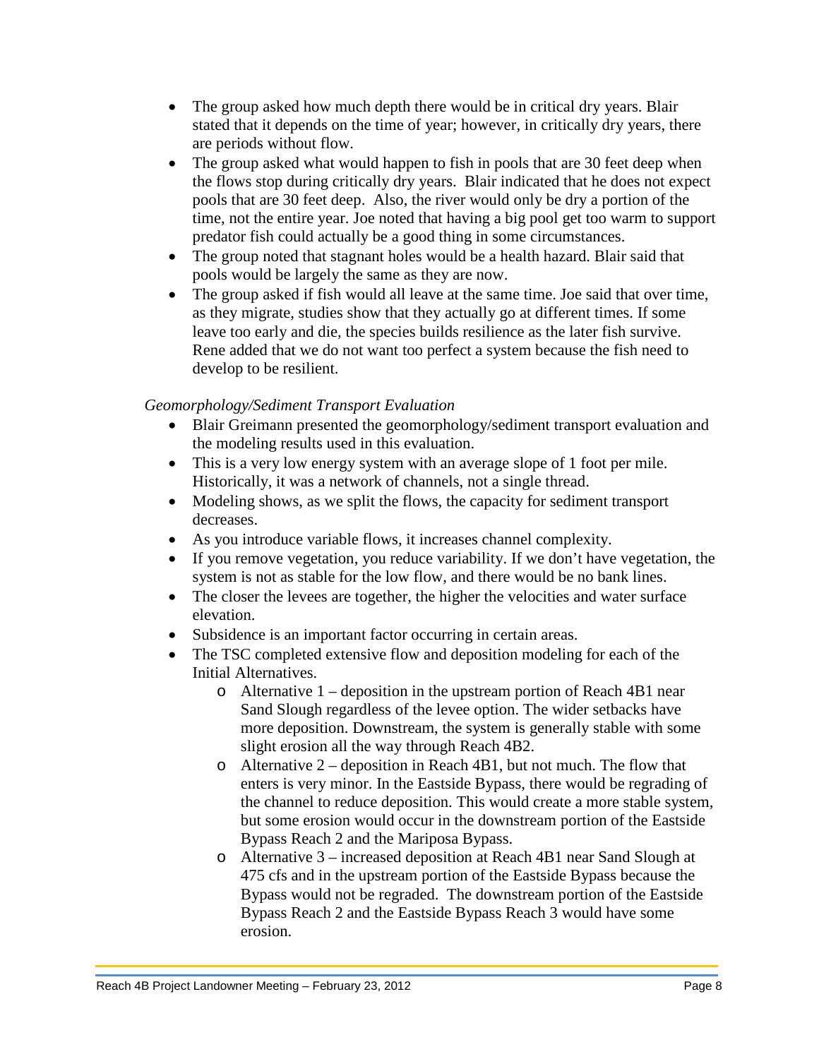- The group asked how much depth there would be in critical dry years. Blair stated that it depends on the time of year; however, in critically dry years, there are periods without flow.
- The group asked what would happen to fish in pools that are 30 feet deep when the flows stop during critically dry years. Blair indicated that he does not expect pools that are 30 feet deep. Also, the river would only be dry a portion of the time, not the entire year. Joe noted that having a big pool get too warm to support predator fish could actually be a good thing in some circumstances.
- The group noted that stagnant holes would be a health hazard. Blair said that pools would be largely the same as they are now.
- The group asked if fish would all leave at the same time. Joe said that over time, as they migrate, studies show that they actually go at different times. If some leave too early and die, the species builds resilience as the later fish survive. Rene added that we do not want too perfect a system because the fish need to develop to be resilient.

*Geomorphology/Sediment Transport Evaluation*

- Blair Greimann presented the geomorphology/sediment transport evaluation and the modeling results used in this evaluation.
- This is a very low energy system with an average slope of 1 foot per mile. Historically, it was a network of channels, not a single thread.
- Modeling shows, as we split the flows, the capacity for sediment transport decreases.
- As you introduce variable flows, it increases channel complexity.
- If you remove vegetation, you reduce variability. If we don't have vegetation, the system is not as stable for the low flow, and there would be no bank lines.
- The closer the levees are together, the higher the velocities and water surface elevation.
- Subsidence is an important factor occurring in certain areas.
- The TSC completed extensive flow and deposition modeling for each of the Initial Alternatives.
  - Alternative 1 – deposition in the upstream portion of Reach 4B1 near Sand Slough regardless of the levee option. The wider setbacks have more deposition. Downstream, the system is generally stable with some slight erosion all the way through Reach 4B2.
  - Alternative 2 – deposition in Reach 4B1, but not much. The flow that enters is very minor. In the Eastside Bypass, there would be regrading of the channel to reduce deposition. This would create a more stable system, but some erosion would occur in the downstream portion of the Eastside Bypass Reach 2 and the Mariposa Bypass.
  - Alternative 3 – increased deposition at Reach 4B1 near Sand Slough at 475 cfs and in the upstream portion of the Eastside Bypass because the Bypass would not be regraded. The downstream portion of the Eastside Bypass Reach 2 and the Eastside Bypass Reach 3 would have some erosion.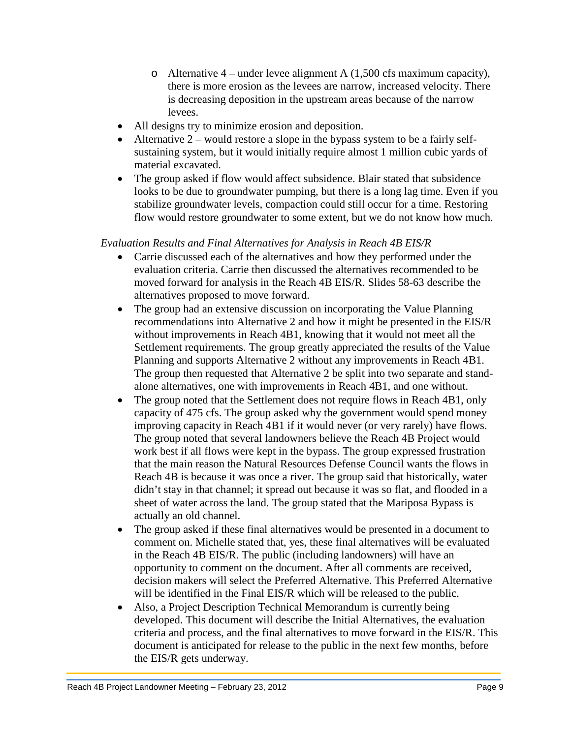- Alternative 4 – under levee alignment A (1,500 cfs maximum capacity), there is more erosion as the levees are narrow, increased velocity. There is decreasing deposition in the upstream areas because of the narrow levees.
- All designs try to minimize erosion and deposition.
- Alternative 2 – would restore a slope in the bypass system to be a fairly self-sustaining system, but it would initially require almost 1 million cubic yards of material excavated.
- The group asked if flow would affect subsidence. Blair stated that subsidence looks to be due to groundwater pumping, but there is a long lag time. Even if you stabilize groundwater levels, compaction could still occur for a time. Restoring flow would restore groundwater to some extent, but we do not know how much.

*Evaluation Results and Final Alternatives for Analysis in Reach 4B EIS/R*

- Carrie discussed each of the alternatives and how they performed under the evaluation criteria. Carrie then discussed the alternatives recommended to be moved forward for analysis in the Reach 4B EIS/R. Slides 58-63 describe the alternatives proposed to move forward.
- The group had an extensive discussion on incorporating the Value Planning recommendations into Alternative 2 and how it might be presented in the EIS/R without improvements in Reach 4B1, knowing that it would not meet all the Settlement requirements. The group greatly appreciated the results of the Value Planning and supports Alternative 2 without any improvements in Reach 4B1. The group then requested that Alternative 2 be split into two separate and stand-alone alternatives, one with improvements in Reach 4B1, and one without.
- The group noted that the Settlement does not require flows in Reach 4B1, only capacity of 475 cfs. The group asked why the government would spend money improving capacity in Reach 4B1 if it would never (or very rarely) have flows. The group noted that several landowners believe the Reach 4B Project would work best if all flows were kept in the bypass. The group expressed frustration that the main reason the Natural Resources Defense Council wants the flows in Reach 4B is because it was once a river. The group said that historically, water didn't stay in that channel; it spread out because it was so flat, and flooded in a sheet of water across the land. The group stated that the Mariposa Bypass is actually an old channel.
- The group asked if these final alternatives would be presented in a document to comment on. Michelle stated that, yes, these final alternatives will be evaluated in the Reach 4B EIS/R. The public (including landowners) will have an opportunity to comment on the document. After all comments are received, decision makers will select the Preferred Alternative. This Preferred Alternative will be identified in the Final EIS/R which will be released to the public.
- Also, a Project Description Technical Memorandum is currently being developed. This document will describe the Initial Alternatives, the evaluation criteria and process, and the final alternatives to move forward in the EIS/R. This document is anticipated for release to the public in the next few months, before the EIS/R gets underway.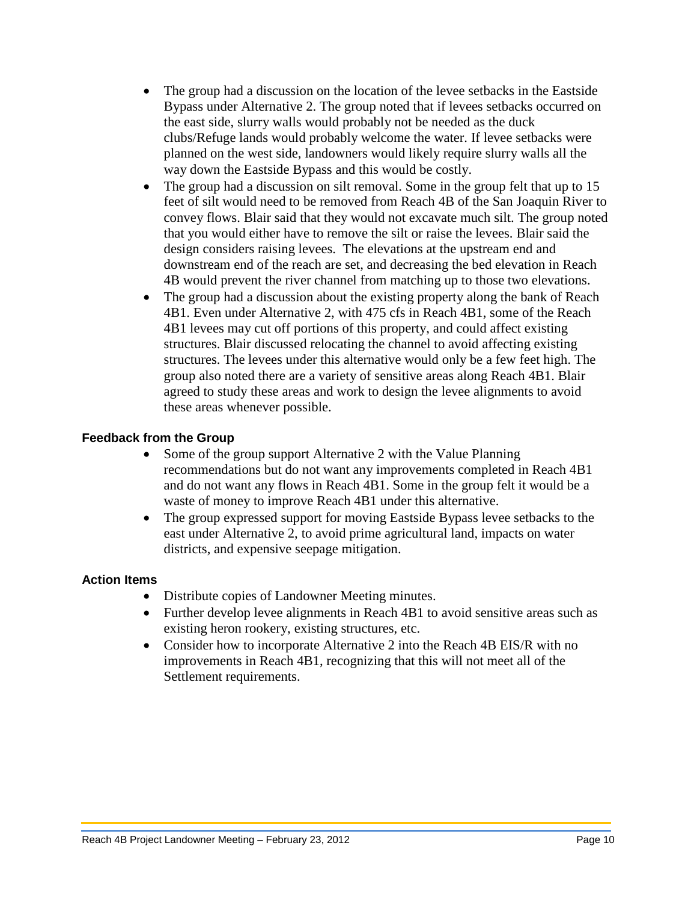- The group had a discussion on the location of the levee setbacks in the Eastside Bypass under Alternative 2. The group noted that if levees setbacks occurred on the east side, slurry walls would probably not be needed as the duck clubs/Refuge lands would probably welcome the water. If levee setbacks were planned on the west side, landowners would likely require slurry walls all the way down the Eastside Bypass and this would be costly.
- The group had a discussion on silt removal. Some in the group felt that up to 15 feet of silt would need to be removed from Reach 4B of the San Joaquin River to convey flows. Blair said that they would not excavate much silt. The group noted that you would either have to remove the silt or raise the levees. Blair said the design considers raising levees. The elevations at the upstream end and downstream end of the reach are set, and decreasing the bed elevation in Reach 4B would prevent the river channel from matching up to those two elevations.
- The group had a discussion about the existing property along the bank of Reach 4B1. Even under Alternative 2, with 475 cfs in Reach 4B1, some of the Reach 4B1 levees may cut off portions of this property, and could affect existing structures. Blair discussed relocating the channel to avoid affecting existing structures. The levees under this alternative would only be a few feet high. The group also noted there are a variety of sensitive areas along Reach 4B1. Blair agreed to study these areas and work to design the levee alignments to avoid these areas whenever possible.

### Feedback from the Group

- Some of the group support Alternative 2 with the Value Planning recommendations but do not want any improvements completed in Reach 4B1 and do not want any flows in Reach 4B1. Some in the group felt it would be a waste of money to improve Reach 4B1 under this alternative.
- The group expressed support for moving Eastside Bypass levee setbacks to the east under Alternative 2, to avoid prime agricultural land, impacts on water districts, and expensive seepage mitigation.

### Action Items

- Distribute copies of Landowner Meeting minutes.
- Further develop levee alignments in Reach 4B1 to avoid sensitive areas such as existing heron rookery, existing structures, etc.
- Consider how to incorporate Alternative 2 into the Reach 4B EIS/R with no improvements in Reach 4B1, recognizing that this will not meet all of the Settlement requirements.